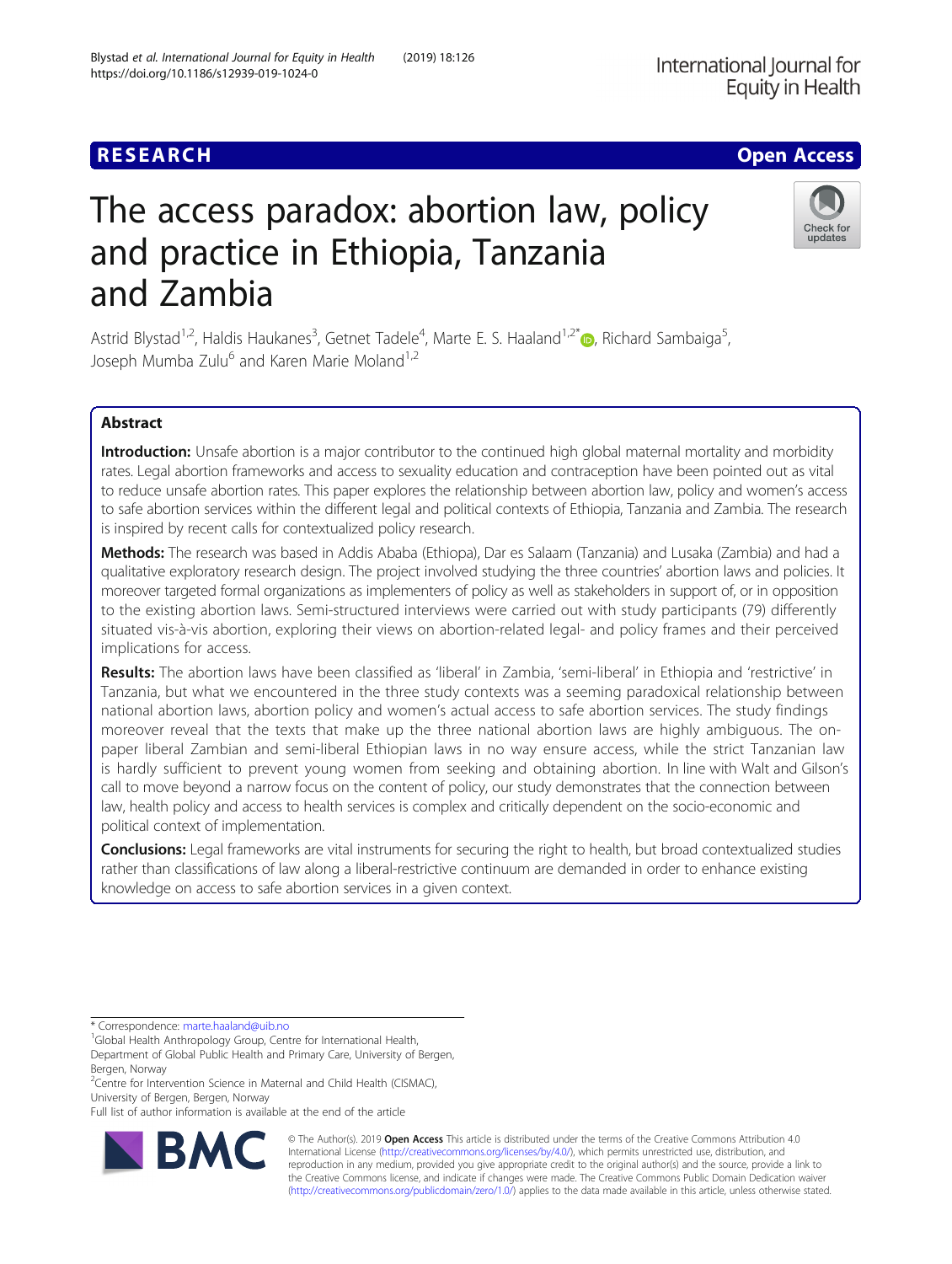RESEARCH

Open Access

# The access paradox: abortion law, policy and practice in Ethiopia, Tanzania and Zambia

Astrid Blystad[1,2], Haldis Haukanes[3], Getnet Tadele[4], Marte E. S. Haaland[1,2*], Richard Sambaiga[5], Joseph Mumba Zulu[6] and Karen Marie Moland[1,2]

## Abstract

**Introduction:** Unsafe abortion is a major contributor to the continued high global maternal mortality and morbidity rates. Legal abortion frameworks and access to sexuality education and contraception have been pointed out as vital to reduce unsafe abortion rates. This paper explores the relationship between abortion law, policy and women's access to safe abortion services within the different legal and political contexts of Ethiopia, Tanzania and Zambia. The research is inspired by recent calls for contextualized policy research.

**Methods:** The research was based in Addis Ababa (Ethiopa), Dar es Salaam (Tanzania) and Lusaka (Zambia) and had a qualitative exploratory research design. The project involved studying the three countries' abortion laws and policies. It moreover targeted formal organizations as implementers of policy as well as stakeholders in support of, or in opposition to the existing abortion laws. Semi-structured interviews were carried out with study participants (79) differently situated vis-à-vis abortion, exploring their views on abortion-related legal- and policy frames and their perceived implications for access.

**Results:** The abortion laws have been classified as 'liberal' in Zambia, 'semi-liberal' in Ethiopia and 'restrictive' in Tanzania, but what we encountered in the three study contexts was a seeming paradoxical relationship between national abortion laws, abortion policy and women's actual access to safe abortion services. The study findings moreover reveal that the texts that make up the three national abortion laws are highly ambiguous. The on-paper liberal Zambian and semi-liberal Ethiopian laws in no way ensure access, while the strict Tanzanian law is hardly sufficient to prevent young women from seeking and obtaining abortion. In line with Walt and Gilson's call to move beyond a narrow focus on the content of policy, our study demonstrates that the connection between law, health policy and access to health services is complex and critically dependent on the socio-economic and political context of implementation.

**Conclusions:** Legal frameworks are vital instruments for securing the right to health, but broad contextualized studies rather than classifications of law along a liberal-restrictive continuum are demanded in order to enhance existing knowledge on access to safe abortion services in a given context.

* Correspondence: marte.haaland@uib.no
[1]Global Health Anthropology Group, Centre for International Health, Department of Global Public Health and Primary Care, University of Bergen, Bergen, Norway
[2]Centre for Intervention Science in Maternal and Child Health (CISMAC), University of Bergen, Bergen, Norway
Full list of author information is available at the end of the article

© The Author(s). 2019 **Open Access** This article is distributed under the terms of the Creative Commons Attribution 4.0 International License (http://creativecommons.org/licenses/by/4.0/), which permits unrestricted use, distribution, and reproduction in any medium, provided you give appropriate credit to the original author(s) and the source, provide a link to the Creative Commons license, and indicate if changes were made. The Creative Commons Public Domain Dedication waiver (http://creativecommons.org/publicdomain/zero/1.0/) applies to the data made available in this article, unless otherwise stated.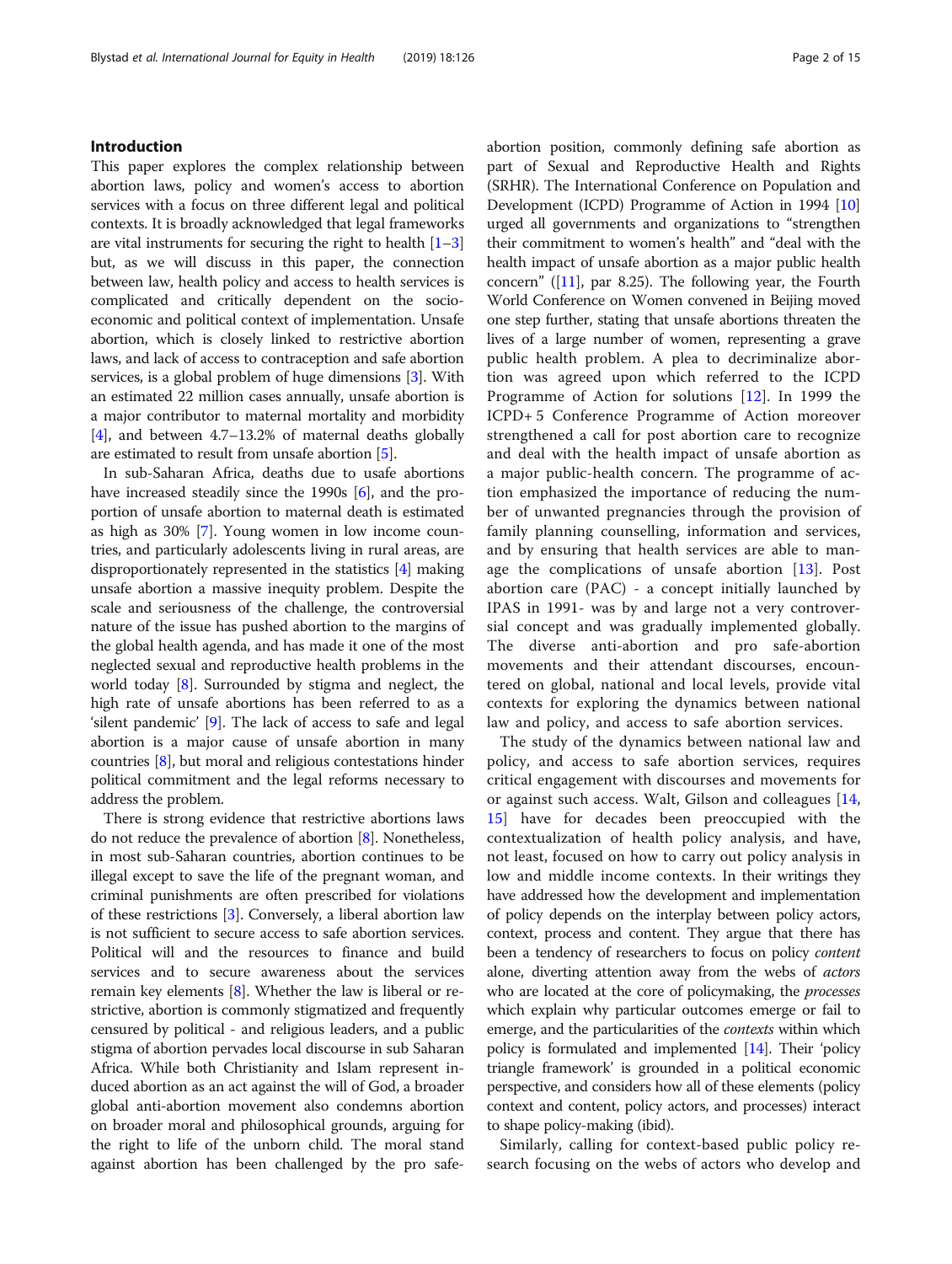## Introduction

This paper explores the complex relationship between abortion laws, policy and women's access to abortion services with a focus on three different legal and political contexts. It is broadly acknowledged that legal frameworks are vital instruments for securing the right to health [1–3] but, as we will discuss in this paper, the connection between law, health policy and access to health services is complicated and critically dependent on the socio-economic and political context of implementation. Unsafe abortion, which is closely linked to restrictive abortion laws, and lack of access to contraception and safe abortion services, is a global problem of huge dimensions [3]. With an estimated 22 million cases annually, unsafe abortion is a major contributor to maternal mortality and morbidity [4], and between 4.7–13.2% of maternal deaths globally are estimated to result from unsafe abortion [5].

In sub-Saharan Africa, deaths due to usafe abortions have increased steadily since the 1990s [6], and the proportion of unsafe abortion to maternal death is estimated as high as 30% [7]. Young women in low income countries, and particularly adolescents living in rural areas, are disproportionately represented in the statistics [4] making unsafe abortion a massive inequity problem. Despite the scale and seriousness of the challenge, the controversial nature of the issue has pushed abortion to the margins of the global health agenda, and has made it one of the most neglected sexual and reproductive health problems in the world today [8]. Surrounded by stigma and neglect, the high rate of unsafe abortions has been referred to as a 'silent pandemic' [9]. The lack of access to safe and legal abortion is a major cause of unsafe abortion in many countries [8], but moral and religious contestations hinder political commitment and the legal reforms necessary to address the problem.

There is strong evidence that restrictive abortions laws do not reduce the prevalence of abortion [8]. Nonetheless, in most sub-Saharan countries, abortion continues to be illegal except to save the life of the pregnant woman, and criminal punishments are often prescribed for violations of these restrictions [3]. Conversely, a liberal abortion law is not sufficient to secure access to safe abortion services. Political will and the resources to finance and build services and to secure awareness about the services remain key elements [8]. Whether the law is liberal or restrictive, abortion is commonly stigmatized and frequently censured by political - and religious leaders, and a public stigma of abortion pervades local discourse in sub Saharan Africa. While both Christianity and Islam represent induced abortion as an act against the will of God, a broader global anti-abortion movement also condemns abortion on broader moral and philosophical grounds, arguing for the right to life of the unborn child. The moral stand against abortion has been challenged by the pro safe-abortion position, commonly defining safe abortion as part of Sexual and Reproductive Health and Rights (SRHR). The International Conference on Population and Development (ICPD) Programme of Action in 1994 [10] urged all governments and organizations to "strengthen their commitment to women's health" and "deal with the health impact of unsafe abortion as a major public health concern" ([11], par 8.25). The following year, the Fourth World Conference on Women convened in Beijing moved one step further, stating that unsafe abortions threaten the lives of a large number of women, representing a grave public health problem. A plea to decriminalize abortion was agreed upon which referred to the ICPD Programme of Action for solutions [12]. In 1999 the ICPD+ 5 Conference Programme of Action moreover strengthened a call for post abortion care to recognize and deal with the health impact of unsafe abortion as a major public-health concern. The programme of action emphasized the importance of reducing the number of unwanted pregnancies through the provision of family planning counselling, information and services, and by ensuring that health services are able to manage the complications of unsafe abortion [13]. Post abortion care (PAC) - a concept initially launched by IPAS in 1991- was by and large not a very controversial concept and was gradually implemented globally. The diverse anti-abortion and pro safe-abortion movements and their attendant discourses, encountered on global, national and local levels, provide vital contexts for exploring the dynamics between national law and policy, and access to safe abortion services.

The study of the dynamics between national law and policy, and access to safe abortion services, requires critical engagement with discourses and movements for or against such access. Walt, Gilson and colleagues [14, 15] have for decades been preoccupied with the contextualization of health policy analysis, and have, not least, focused on how to carry out policy analysis in low and middle income contexts. In their writings they have addressed how the development and implementation of policy depends on the interplay between policy actors, context, process and content. They argue that there has been a tendency of researchers to focus on policy *content* alone, diverting attention away from the webs of *actors* who are located at the core of policymaking, the *processes* which explain why particular outcomes emerge or fail to emerge, and the particularities of the *contexts* within which policy is formulated and implemented [14]. Their 'policy triangle framework' is grounded in a political economic perspective, and considers how all of these elements (policy context and content, policy actors, and processes) interact to shape policy-making (ibid).

Similarly, calling for context-based public policy research focusing on the webs of actors who develop and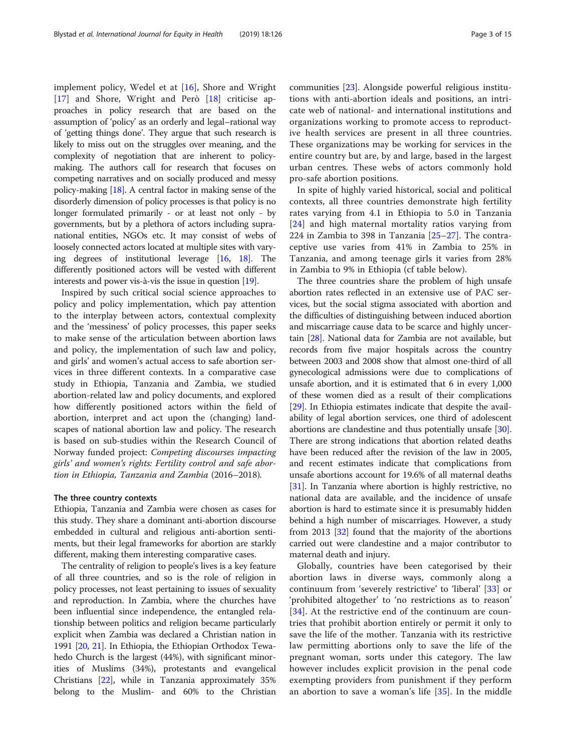implement policy, Wedel et at [16], Shore and Wright [17] and Shore, Wright and Però [18] criticise approaches in policy research that are based on the assumption of 'policy' as an orderly and legal–rational way of 'getting things done'. They argue that such research is likely to miss out on the struggles over meaning, and the complexity of negotiation that are inherent to policy-making. The authors call for research that focuses on competing narratives and on socially produced and messy policy-making [18]. A central factor in making sense of the disorderly dimension of policy processes is that policy is no longer formulated primarily - or at least not only - by governments, but by a plethora of actors including supra-national entities, NGOs etc. It may consist of webs of loosely connected actors located at multiple sites with varying degrees of institutional leverage [16, 18]. The differently positioned actors will be vested with different interests and power vis-à-vis the issue in question [19].

Inspired by such critical social science approaches to policy and policy implementation, which pay attention to the interplay between actors, contextual complexity and the 'messiness' of policy processes, this paper seeks to make sense of the articulation between abortion laws and policy, the implementation of such law and policy, and girls' and women's actual access to safe abortion services in three different contexts. In a comparative case study in Ethiopia, Tanzania and Zambia, we studied abortion-related law and policy documents, and explored how differently positioned actors within the field of abortion, interpret and act upon the (changing) landscapes of national abortion law and policy. The research is based on sub-studies within the Research Council of Norway funded project: *Competing discourses impacting girls' and women's rights: Fertility control and safe abortion in Ethiopia, Tanzania and Zambia* (2016–2018).

### The three country contexts

Ethiopia, Tanzania and Zambia were chosen as cases for this study. They share a dominant anti-abortion discourse embedded in cultural and religious anti-abortion sentiments, but their legal frameworks for abortion are starkly different, making them interesting comparative cases.

The centrality of religion to people's lives is a key feature of all three countries, and so is the role of religion in policy processes, not least pertaining to issues of sexuality and reproduction. In Zambia, where the churches have been influential since independence, the entangled relationship between politics and religion became particularly explicit when Zambia was declared a Christian nation in 1991 [20, 21]. In Ethiopia, the Ethiopian Orthodox Tewahedo Church is the largest (44%), with significant minorities of Muslims (34%), protestants and evangelical Christians [22], while in Tanzania approximately 35% belong to the Muslim- and 60% to the Christian communities [23]. Alongside powerful religious institutions with anti-abortion ideals and positions, an intricate web of national- and international institutions and organizations working to promote access to reproductive health services are present in all three countries. These organizations may be working for services in the entire country but are, by and large, based in the largest urban centres. These webs of actors commonly hold pro-safe abortion positions.

In spite of highly varied historical, social and political contexts, all three countries demonstrate high fertility rates varying from 4.1 in Ethiopia to 5.0 in Tanzania [24] and high maternal mortality ratios varying from 224 in Zambia to 398 in Tanzania [25–27]. The contraceptive use varies from 41% in Zambia to 25% in Tanzania, and among teenage girls it varies from 28% in Zambia to 9% in Ethiopia (cf table below).

The three countries share the problem of high unsafe abortion rates reflected in an extensive use of PAC services, but the social stigma associated with abortion and the difficulties of distinguishing between induced abortion and miscarriage cause data to be scarce and highly uncertain [28]. National data for Zambia are not available, but records from five major hospitals across the country between 2003 and 2008 show that almost one-third of all gynecological admissions were due to complications of unsafe abortion, and it is estimated that 6 in every 1,000 of these women died as a result of their complications [29]. In Ethiopia estimates indicate that despite the availability of legal abortion services, one third of adolescent abortions are clandestine and thus potentially unsafe [30]. There are strong indications that abortion related deaths have been reduced after the revision of the law in 2005, and recent estimates indicate that complications from unsafe abortions account for 19.6% of all maternal deaths [31]. In Tanzania where abortion is highly restrictive, no national data are available, and the incidence of unsafe abortion is hard to estimate since it is presumably hidden behind a high number of miscarriages. However, a study from 2013 [32] found that the majority of the abortions carried out were clandestine and a major contributor to maternal death and injury.

Globally, countries have been categorised by their abortion laws in diverse ways, commonly along a continuum from 'severely restrictive' to 'liberal' [33] or 'prohibited altogether' to 'no restrictions as to reason' [34]. At the restrictive end of the continuum are countries that prohibit abortion entirely or permit it only to save the life of the mother. Tanzania with its restrictive law permitting abortions only to save the life of the pregnant woman, sorts under this category. The law however includes explicit provision in the penal code exempting providers from punishment if they perform an abortion to save a woman's life [35]. In the middle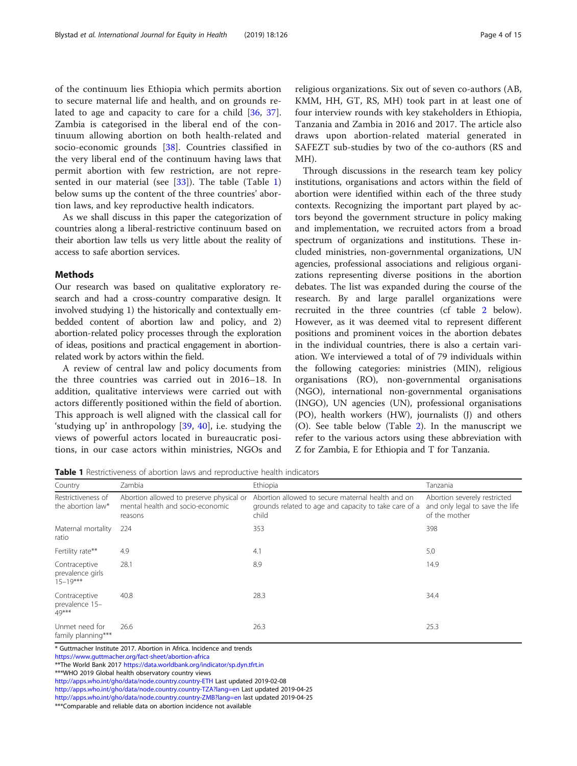of the continuum lies Ethiopia which permits abortion to secure maternal life and health, and on grounds related to age and capacity to care for a child [36, 37]. Zambia is categorised in the liberal end of the continuum allowing abortion on both health-related and socio-economic grounds [38]. Countries classified in the very liberal end of the continuum having laws that permit abortion with few restriction, are not represented in our material (see [33]). The table (Table 1) below sums up the content of the three countries' abortion laws, and key reproductive health indicators.

As we shall discuss in this paper the categorization of countries along a liberal-restrictive continuum based on their abortion law tells us very little about the reality of access to safe abortion services.

## Methods

Our research was based on qualitative exploratory research and had a cross-country comparative design. It involved studying 1) the historically and contextually embedded content of abortion law and policy, and 2) abortion-related policy processes through the exploration of ideas, positions and practical engagement in abortion-related work by actors within the field.

A review of central law and policy documents from the three countries was carried out in 2016–18. In addition, qualitative interviews were carried out with actors differently positioned within the field of abortion. This approach is well aligned with the classical call for 'studying up' in anthropology [39, 40], i.e. studying the views of powerful actors located in bureaucratic positions, in our case actors within ministries, NGOs and religious organizations. Six out of seven co-authors (AB, KMM, HH, GT, RS, MH) took part in at least one of four interview rounds with key stakeholders in Ethiopia, Tanzania and Zambia in 2016 and 2017. The article also draws upon abortion-related material generated in SAFEZT sub-studies by two of the co-authors (RS and MH).

Through discussions in the research team key policy institutions, organisations and actors within the field of abortion were identified within each of the three study contexts. Recognizing the important part played by actors beyond the government structure in policy making and implementation, we recruited actors from a broad spectrum of organizations and institutions. These included ministries, non-governmental organizations, UN agencies, professional associations and religious organizations representing diverse positions in the abortion debates. The list was expanded during the course of the research. By and large parallel organizations were recruited in the three countries (cf table 2 below). However, as it was deemed vital to represent different positions and prominent voices in the abortion debates in the individual countries, there is also a certain variation. We interviewed a total of of 79 individuals within the following categories: ministries (MIN), religious organisations (RO), non-governmental organisations (NGO), international non-governmental organisations (INGO), UN agencies (UN), professional organisations (PO), health workers (HW), journalists (J) and others (O). See table below (Table 2). In the manuscript we refer to the various actors using these abbreviation with Z for Zambia, E for Ethiopia and T for Tanzania.

**Table 1** Restrictiveness of abortion laws and reproductive health indicators

| Country | Zambia | Ethiopia | Tanzania |
|---|---|---|---|
| Restrictiveness of the abortion law* | Abortion allowed to preserve physical or mental health and socio-economic reasons | Abortion allowed to secure maternal health and on grounds related to age and capacity to take care of a child | Abortion severely restricted and only legal to save the life of the mother |
| Maternal mortality ratio | 224 | 353 | 398 |
| Fertility rate** | 4.9 | 4.1 | 5.0 |
| Contraceptive prevalence girls 15–19*** | 28.1 | 8.9 | 14.9 |
| Contraceptive prevalence 15–49*** | 40.8 | 28.3 | 34.4 |
| Unmet need for family planning*** | 26.6 | 26.3 | 25.3 |

* Guttmacher Institute 2017. Abortion in Africa. Incidence and trends
https://www.guttmacher.org/fact-sheet/abortion-africa
**The World Bank 2017 https://data.worldbank.org/indicator/sp.dyn.tfrt.in
***WHO 2019 Global health observatory country views
http://apps.who.int/gho/data/node.country.country-ETH Last updated 2019-02-08
http://apps.who.int/gho/data/node.country.country-TZA?lang=en Last updated 2019-04-25
http://apps.who.int/gho/data/node.country.country-ZMB?lang=en last updated 2019-04-25
***Comparable and reliable data on abortion incidence not available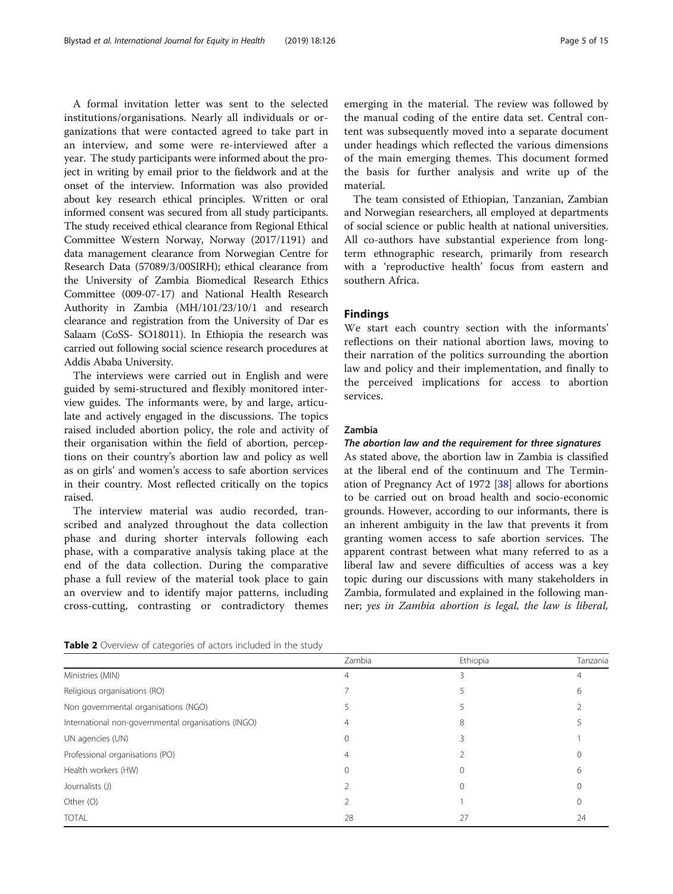A formal invitation letter was sent to the selected institutions/organisations. Nearly all individuals or organizations that were contacted agreed to take part in an interview, and some were re-interviewed after a year. The study participants were informed about the project in writing by email prior to the fieldwork and at the onset of the interview. Information was also provided about key research ethical principles. Written or oral informed consent was secured from all study participants. The study received ethical clearance from Regional Ethical Committee Western Norway, Norway (2017/1191) and data management clearance from Norwegian Centre for Research Data (57089/3/00SIRH); ethical clearance from the University of Zambia Biomedical Research Ethics Committee (009-07-17) and National Health Research Authority in Zambia (MH/101/23/10/1 and research clearance and registration from the University of Dar es Salaam (CoSS- SO18011). In Ethiopia the research was carried out following social science research procedures at Addis Ababa University.

The interviews were carried out in English and were guided by semi-structured and flexibly monitored interview guides. The informants were, by and large, articulate and actively engaged in the discussions. The topics raised included abortion policy, the role and activity of their organisation within the field of abortion, perceptions on their country's abortion law and policy as well as on girls' and women's access to safe abortion services in their country. Most reflected critically on the topics raised.

The interview material was audio recorded, transcribed and analyzed throughout the data collection phase and during shorter intervals following each phase, with a comparative analysis taking place at the end of the data collection. During the comparative phase a full review of the material took place to gain an overview and to identify major patterns, including cross-cutting, contrasting or contradictory themes emerging in the material. The review was followed by the manual coding of the entire data set. Central content was subsequently moved into a separate document under headings which reflected the various dimensions of the main emerging themes. This document formed the basis for further analysis and write up of the material.

The team consisted of Ethiopian, Tanzanian, Zambian and Norwegian researchers, all employed at departments of social science or public health at national universities. All co-authors have substantial experience from long-term ethnographic research, primarily from research with a 'reproductive health' focus from eastern and southern Africa.

## Findings

We start each country section with the informants' reflections on their national abortion laws, moving to their narration of the politics surrounding the abortion law and policy and their implementation, and finally to the perceived implications for access to abortion services.

### Zambia

#### *The abortion law and the requirement for three signatures*

As stated above, the abortion law in Zambia is classified at the liberal end of the continuum and The Termination of Pregnancy Act of 1972 [38] allows for abortions to be carried out on broad health and socio-economic grounds. However, according to our informants, there is an inherent ambiguity in the law that prevents it from granting women access to safe abortion services. The apparent contrast between what many referred to as a liberal law and severe difficulties of access was a key topic during our discussions with many stakeholders in Zambia, formulated and explained in the following manner; *yes in Zambia abortion is legal, the law is liberal,*

**Table 2** Overview of categories of actors included in the study

| | Zambia | Ethiopia | Tanzania |
|---|---|---|---|
| Ministries (MIN) | 4 | 3 | 4 |
| Religious organisations (RO) | 7 | 5 | 6 |
| Non governmental organisations (NGO) | 5 | 5 | 2 |
| International non-governmental organisations (INGO) | 4 | 8 | 5 |
| UN agencies (UN) | 0 | 3 | 1 |
| Professional organisations (PO) | 4 | 2 | 0 |
| Health workers (HW) | 0 | 0 | 6 |
| Journalists (J) | 2 | 0 | 0 |
| Other (O) | 2 | 1 | 0 |
| TOTAL | 28 | 27 | 24 |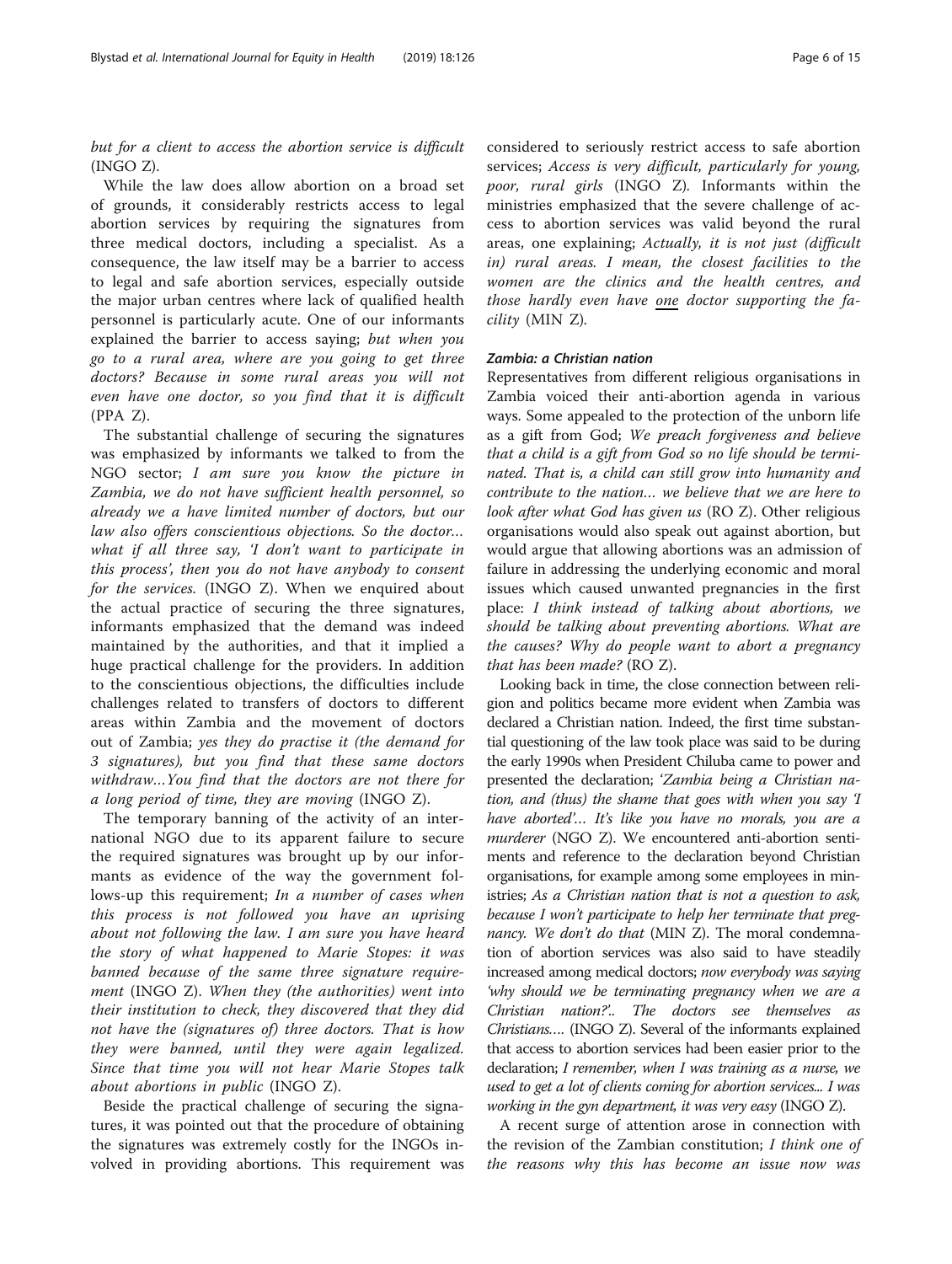*but for a client to access the abortion service is difficult* (INGO Z).

While the law does allow abortion on a broad set of grounds, it considerably restricts access to legal abortion services by requiring the signatures from three medical doctors, including a specialist. As a consequence, the law itself may be a barrier to access to legal and safe abortion services, especially outside the major urban centres where lack of qualified health personnel is particularly acute. One of our informants explained the barrier to access saying; *but when you go to a rural area, where are you going to get three doctors? Because in some rural areas you will not even have one doctor, so you find that it is difficult* (PPA Z).

The substantial challenge of securing the signatures was emphasized by informants we talked to from the NGO sector; *I am sure you know the picture in Zambia, we do not have sufficient health personnel, so already we a have limited number of doctors, but our law also offers conscientious objections. So the doctor… what if all three say, 'I don't want to participate in this process', then you do not have anybody to consent for the services.* (INGO Z). When we enquired about the actual practice of securing the three signatures, informants emphasized that the demand was indeed maintained by the authorities, and that it implied a huge practical challenge for the providers. In addition to the conscientious objections, the difficulties include challenges related to transfers of doctors to different areas within Zambia and the movement of doctors out of Zambia; *yes they do practise it (the demand for 3 signatures), but you find that these same doctors withdraw…You find that the doctors are not there for a long period of time, they are moving* (INGO Z).

The temporary banning of the activity of an international NGO due to its apparent failure to secure the required signatures was brought up by our informants as evidence of the way the government follows-up this requirement; *In a number of cases when this process is not followed you have an uprising about not following the law. I am sure you have heard the story of what happened to Marie Stopes: it was banned because of the same three signature requirement* (INGO Z). *When they (the authorities) went into their institution to check, they discovered that they did not have the (signatures of) three doctors. That is how they were banned, until they were again legalized. Since that time you will not hear Marie Stopes talk about abortions in public* (INGO Z).

Beside the practical challenge of securing the signatures, it was pointed out that the procedure of obtaining the signatures was extremely costly for the INGOs involved in providing abortions. This requirement was considered to seriously restrict access to safe abortion services; *Access is very difficult, particularly for young, poor, rural girls* (INGO Z). Informants within the ministries emphasized that the severe challenge of access to abortion services was valid beyond the rural areas, one explaining; *Actually, it is not just (difficult in) rural areas. I mean, the closest facilities to the women are the clinics and the health centres, and those hardly even have one doctor supporting the facility* (MIN Z).

#### Zambia: a Christian nation

Representatives from different religious organisations in Zambia voiced their anti-abortion agenda in various ways. Some appealed to the protection of the unborn life as a gift from God; *We preach forgiveness and believe that a child is a gift from God so no life should be terminated. That is, a child can still grow into humanity and contribute to the nation… we believe that we are here to look after what God has given us* (RO Z). Other religious organisations would also speak out against abortion, but would argue that allowing abortions was an admission of failure in addressing the underlying economic and moral issues which caused unwanted pregnancies in the first place: *I think instead of talking about abortions, we should be talking about preventing abortions. What are the causes? Why do people want to abort a pregnancy that has been made?* (RO Z).

Looking back in time, the close connection between religion and politics became more evident when Zambia was declared a Christian nation. Indeed, the first time substantial questioning of the law took place was said to be during the early 1990s when President Chiluba came to power and presented the declaration; *'Zambia being a Christian nation, and (thus) the shame that goes with when you say 'I have aborted'… It's like you have no morals, you are a murderer* (NGO Z). We encountered anti-abortion sentiments and reference to the declaration beyond Christian organisations, for example among some employees in ministries; *As a Christian nation that is not a question to ask, because I won't participate to help her terminate that pregnancy. We don't do that* (MIN Z). The moral condemnation of abortion services was also said to have steadily increased among medical doctors; *now everybody was saying 'why should we be terminating pregnancy when we are a Christian nation?'.. The doctors see themselves as Christians….* (INGO Z). Several of the informants explained that access to abortion services had been easier prior to the declaration; *I remember, when I was training as a nurse, we used to get a lot of clients coming for abortion services... I was working in the gyn department, it was very easy* (INGO Z).

A recent surge of attention arose in connection with the revision of the Zambian constitution; *I think one of the reasons why this has become an issue now was*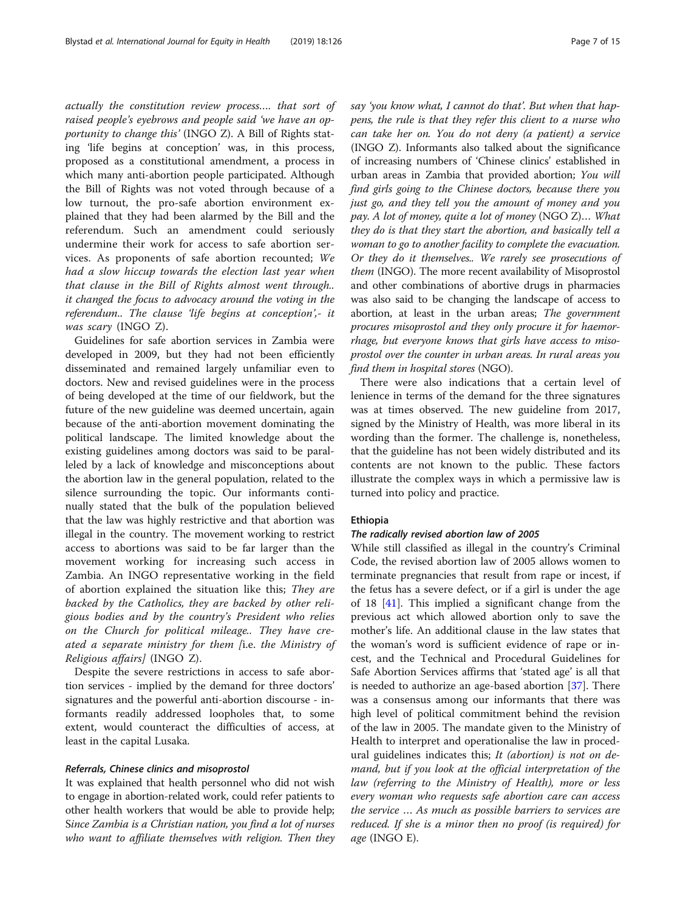*actually the constitution review process.... that sort of raised people's eyebrows and people said 'we have an opportunity to change this'* (INGO Z). A Bill of Rights stating 'life begins at conception' was, in this process, proposed as a constitutional amendment, a process in which many anti-abortion people participated. Although the Bill of Rights was not voted through because of a low turnout, the pro-safe abortion environment explained that they had been alarmed by the Bill and the referendum. Such an amendment could seriously undermine their work for access to safe abortion services. As proponents of safe abortion recounted; *We had a slow hiccup towards the election last year when that clause in the Bill of Rights almost went through.. it changed the focus to advocacy around the voting in the referendum.. The clause 'life begins at conception',- it was scary* (INGO Z).

Guidelines for safe abortion services in Zambia were developed in 2009, but they had not been efficiently disseminated and remained largely unfamiliar even to doctors. New and revised guidelines were in the process of being developed at the time of our fieldwork, but the future of the new guideline was deemed uncertain, again because of the anti-abortion movement dominating the political landscape. The limited knowledge about the existing guidelines among doctors was said to be paralleled by a lack of knowledge and misconceptions about the abortion law in the general population, related to the silence surrounding the topic. Our informants continually stated that the bulk of the population believed that the law was highly restrictive and that abortion was illegal in the country. The movement working to restrict access to abortions was said to be far larger than the movement working for increasing such access in Zambia. An INGO representative working in the field of abortion explained the situation like this; *They are backed by the Catholics, they are backed by other religious bodies and by the country's President who relies on the Church for political mileage.. They have created a separate ministry for them [*i.e. the Ministry of Religious affairs*]* (INGO Z).

Despite the severe restrictions in access to safe abortion services - implied by the demand for three doctors' signatures and the powerful anti-abortion discourse - informants readily addressed loopholes that, to some extent, would counteract the difficulties of access, at least in the capital Lusaka.

#### *Referrals, Chinese clinics and misoprostol*

It was explained that health personnel who did not wish to engage in abortion-related work, could refer patients to other health workers that would be able to provide help; *Since Zambia is a Christian nation, you find a lot of nurses who want to affiliate themselves with religion. Then they say 'you know what, I cannot do that'. But when that happens, the rule is that they refer this client to a nurse who can take her on. You do not deny (a patient) a service* (INGO Z). Informants also talked about the significance of increasing numbers of 'Chinese clinics' established in urban areas in Zambia that provided abortion; *You will find girls going to the Chinese doctors, because there you just go, and they tell you the amount of money and you pay. A lot of money, quite a lot of money* (NGO Z)… *What they do is that they start the abortion, and basically tell a woman to go to another facility to complete the evacuation. Or they do it themselves.. We rarely see prosecutions of them* (INGO). The more recent availability of Misoprostol and other combinations of abortive drugs in pharmacies was also said to be changing the landscape of access to abortion, at least in the urban areas; *The government procures misoprostol and they only procure it for haemorrhage, but everyone knows that girls have access to misoprostol over the counter in urban areas. In rural areas you find them in hospital stores* (NGO).

There were also indications that a certain level of lenience in terms of the demand for the three signatures was at times observed. The new guideline from 2017, signed by the Ministry of Health, was more liberal in its wording than the former. The challenge is, nonetheless, that the guideline has not been widely distributed and its contents are not known to the public. These factors illustrate the complex ways in which a permissive law is turned into policy and practice.

### Ethiopia

#### *The radically revised abortion law of 2005*

While still classified as illegal in the country's Criminal Code, the revised abortion law of 2005 allows women to terminate pregnancies that result from rape or incest, if the fetus has a severe defect, or if a girl is under the age of 18 [41]. This implied a significant change from the previous act which allowed abortion only to save the mother's life. An additional clause in the law states that the woman's word is sufficient evidence of rape or incest, and the Technical and Procedural Guidelines for Safe Abortion Services affirms that 'stated age' is all that is needed to authorize an age-based abortion [37]. There was a consensus among our informants that there was high level of political commitment behind the revision of the law in 2005. The mandate given to the Ministry of Health to interpret and operationalise the law in procedural guidelines indicates this; *It (abortion) is not on demand, but if you look at the official interpretation of the law (referring to the Ministry of Health), more or less every woman who requests safe abortion care can access the service … As much as possible barriers to services are reduced. If she is a minor then no proof (is required) for age* (INGO E).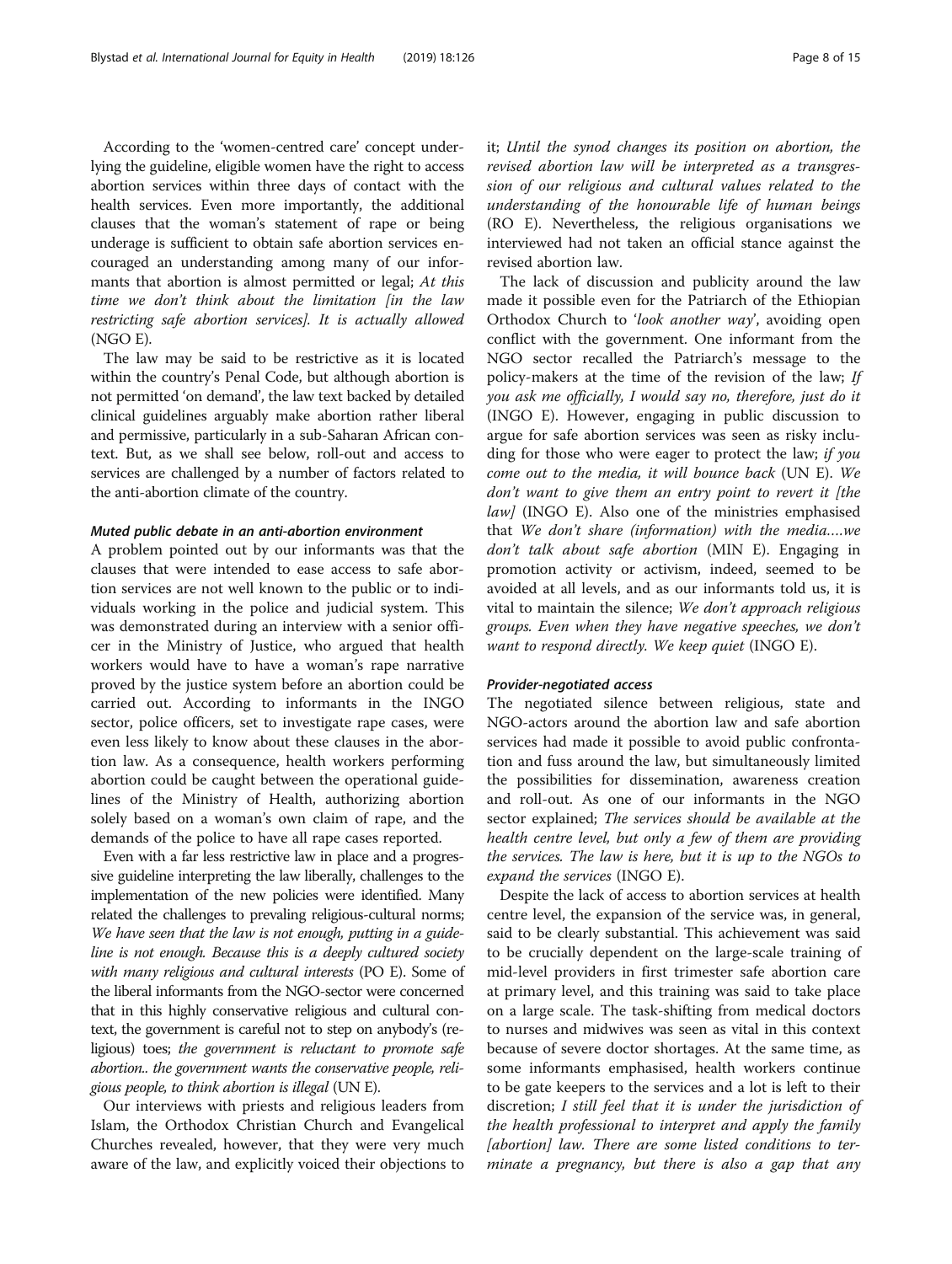According to the 'women-centred care' concept underlying the guideline, eligible women have the right to access abortion services within three days of contact with the health services. Even more importantly, the additional clauses that the woman's statement of rape or being underage is sufficient to obtain safe abortion services encouraged an understanding among many of our informants that abortion is almost permitted or legal; *At this time we don't think about the limitation [in the law restricting safe abortion services]. It is actually allowed* (NGO E).

The law may be said to be restrictive as it is located within the country's Penal Code, but although abortion is not permitted 'on demand', the law text backed by detailed clinical guidelines arguably make abortion rather liberal and permissive, particularly in a sub-Saharan African context. But, as we shall see below, roll-out and access to services are challenged by a number of factors related to the anti-abortion climate of the country.

#### *Muted public debate in an anti-abortion environment*

A problem pointed out by our informants was that the clauses that were intended to ease access to safe abortion services are not well known to the public or to individuals working in the police and judicial system. This was demonstrated during an interview with a senior officer in the Ministry of Justice, who argued that health workers would have to have a woman's rape narrative proved by the justice system before an abortion could be carried out. According to informants in the INGO sector, police officers, set to investigate rape cases, were even less likely to know about these clauses in the abortion law. As a consequence, health workers performing abortion could be caught between the operational guidelines of the Ministry of Health, authorizing abortion solely based on a woman's own claim of rape, and the demands of the police to have all rape cases reported.

Even with a far less restrictive law in place and a progressive guideline interpreting the law liberally, challenges to the implementation of the new policies were identified. Many related the challenges to prevaling religious-cultural norms; *We have seen that the law is not enough, putting in a guideline is not enough. Because this is a deeply cultured society with many religious and cultural interests* (PO E). Some of the liberal informants from the NGO-sector were concerned that in this highly conservative religious and cultural context, the government is careful not to step on anybody's (religious) toes; *the government is reluctant to promote safe abortion.. the government wants the conservative people, religious people, to think abortion is illegal* (UN E).

Our interviews with priests and religious leaders from Islam, the Orthodox Christian Church and Evangelical Churches revealed, however, that they were very much aware of the law, and explicitly voiced their objections to it; *Until the synod changes its position on abortion, the revised abortion law will be interpreted as a transgression of our religious and cultural values related to the understanding of the honourable life of human beings* (RO E). Nevertheless, the religious organisations we interviewed had not taken an official stance against the revised abortion law.

The lack of discussion and publicity around the law made it possible even for the Patriarch of the Ethiopian Orthodox Church to '*look another way*', avoiding open conflict with the government. One informant from the NGO sector recalled the Patriarch's message to the policy-makers at the time of the revision of the law; *If you ask me officially, I would say no, therefore, just do it* (INGO E). However, engaging in public discussion to argue for safe abortion services was seen as risky including for those who were eager to protect the law; *if you come out to the media, it will bounce back* (UN E). *We don't want to give them an entry point to revert it [the law]* (INGO E). Also one of the ministries emphasised that *We don't share (information) with the media….we don't talk about safe abortion* (MIN E). Engaging in promotion activity or activism, indeed, seemed to be avoided at all levels, and as our informants told us, it is vital to maintain the silence; *We don't approach religious groups. Even when they have negative speeches, we don't want to respond directly. We keep quiet* (INGO E).

#### *Provider-negotiated access*

The negotiated silence between religious, state and NGO-actors around the abortion law and safe abortion services had made it possible to avoid public confrontation and fuss around the law, but simultaneously limited the possibilities for dissemination, awareness creation and roll-out. As one of our informants in the NGO sector explained; *The services should be available at the health centre level, but only a few of them are providing the services. The law is here, but it is up to the NGOs to expand the services* (INGO E).

Despite the lack of access to abortion services at health centre level, the expansion of the service was, in general, said to be clearly substantial. This achievement was said to be crucially dependent on the large-scale training of mid-level providers in first trimester safe abortion care at primary level, and this training was said to take place on a large scale. The task-shifting from medical doctors to nurses and midwives was seen as vital in this context because of severe doctor shortages. At the same time, as some informants emphasised, health workers continue to be gate keepers to the services and a lot is left to their discretion; *I still feel that it is under the jurisdiction of the health professional to interpret and apply the family [abortion] law. There are some listed conditions to terminate a pregnancy, but there is also a gap that any*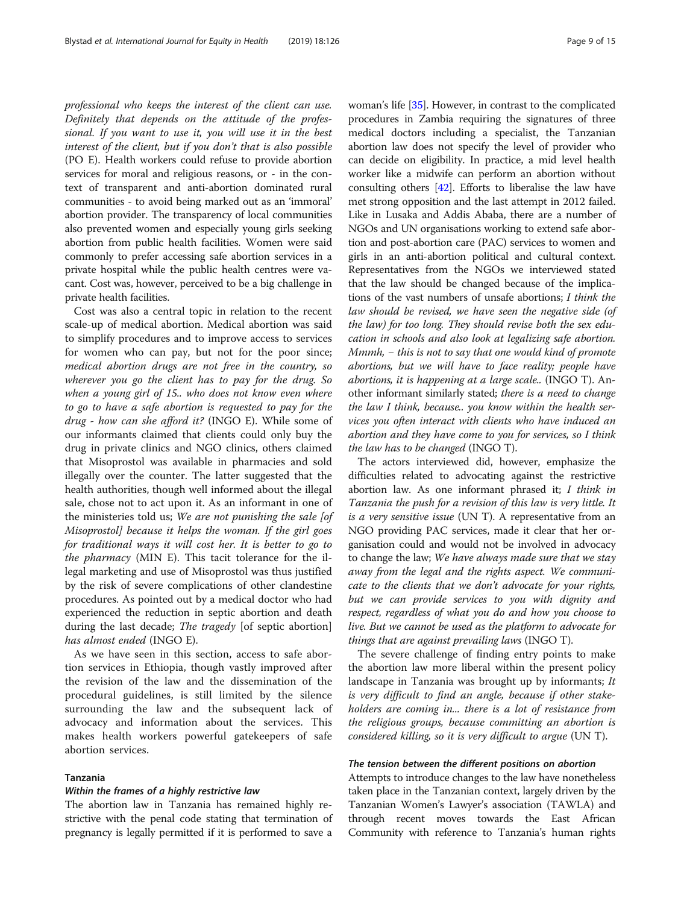*professional who keeps the interest of the client can use. Definitely that depends on the attitude of the professional. If you want to use it, you will use it in the best interest of the client, but if you don't that is also possible* (PO E). Health workers could refuse to provide abortion services for moral and religious reasons, or - in the context of transparent and anti-abortion dominated rural communities - to avoid being marked out as an 'immoral' abortion provider. The transparency of local communities also prevented women and especially young girls seeking abortion from public health facilities. Women were said commonly to prefer accessing safe abortion services in a private hospital while the public health centres were vacant. Cost was, however, perceived to be a big challenge in private health facilities.

Cost was also a central topic in relation to the recent scale-up of medical abortion. Medical abortion was said to simplify procedures and to improve access to services for women who can pay, but not for the poor since; *medical abortion drugs are not free in the country, so wherever you go the client has to pay for the drug. So when a young girl of 15.. who does not know even where to go to have a safe abortion is requested to pay for the drug - how can she afford it?* (INGO E). While some of our informants claimed that clients could only buy the drug in private clinics and NGO clinics, others claimed that Misoprostol was available in pharmacies and sold illegally over the counter. The latter suggested that the health authorities, though well informed about the illegal sale, chose not to act upon it. As an informant in one of the ministeries told us; *We are not punishing the sale [of Misoprostol] because it helps the woman. If the girl goes for traditional ways it will cost her. It is better to go to the pharmacy* (MIN E). This tacit tolerance for the illegal marketing and use of Misoprostol was thus justified by the risk of severe complications of other clandestine procedures. As pointed out by a medical doctor who had experienced the reduction in septic abortion and death during the last decade; *The tragedy* [of septic abortion] *has almost ended* (INGO E).

As we have seen in this section, access to safe abortion services in Ethiopia, though vastly improved after the revision of the law and the dissemination of the procedural guidelines, is still limited by the silence surrounding the law and the subsequent lack of advocacy and information about the services. This makes health workers powerful gatekeepers of safe abortion services.

## Tanzania

### *Within the frames of a highly restrictive law*

The abortion law in Tanzania has remained highly restrictive with the penal code stating that termination of pregnancy is legally permitted if it is performed to save a woman's life [35]. However, in contrast to the complicated procedures in Zambia requiring the signatures of three medical doctors including a specialist, the Tanzanian abortion law does not specify the level of provider who can decide on eligibility. In practice, a mid level health worker like a midwife can perform an abortion without consulting others [42]. Efforts to liberalise the law have met strong opposition and the last attempt in 2012 failed. Like in Lusaka and Addis Ababa, there are a number of NGOs and UN organisations working to extend safe abortion and post-abortion care (PAC) services to women and girls in an anti-abortion political and cultural context. Representatives from the NGOs we interviewed stated that the law should be changed because of the implications of the vast numbers of unsafe abortions; *I think the law should be revised, we have seen the negative side (of the law) for too long. They should revise both the sex education in schools and also look at legalizing safe abortion. Mmmh, – this is not to say that one would kind of promote abortions, but we will have to face reality; people have abortions, it is happening at a large scale..* (INGO T). Another informant similarly stated; *there is a need to change the law I think, because.. you know within the health services you often interact with clients who have induced an abortion and they have come to you for services, so I think the law has to be changed* (INGO T).

The actors interviewed did, however, emphasize the difficulties related to advocating against the restrictive abortion law. As one informant phrased it; *I think in Tanzania the push for a revision of this law is very little. It is a very sensitive issue* (UN T). A representative from an NGO providing PAC services, made it clear that her organisation could and would not be involved in advocacy to change the law; *We have always made sure that we stay away from the legal and the rights aspect. We communicate to the clients that we don't advocate for your rights, but we can provide services to you with dignity and respect, regardless of what you do and how you choose to live. But we cannot be used as the platform to advocate for things that are against prevailing laws* (INGO T).

The severe challenge of finding entry points to make the abortion law more liberal within the present policy landscape in Tanzania was brought up by informants; *It is very difficult to find an angle, because if other stakeholders are coming in... there is a lot of resistance from the religious groups, because committing an abortion is considered killing, so it is very difficult to argue* (UN T).

### *The tension between the different positions on abortion*

Attempts to introduce changes to the law have nonetheless taken place in the Tanzanian context, largely driven by the Tanzanian Women's Lawyer's association (TAWLA) and through recent moves towards the East African Community with reference to Tanzania's human rights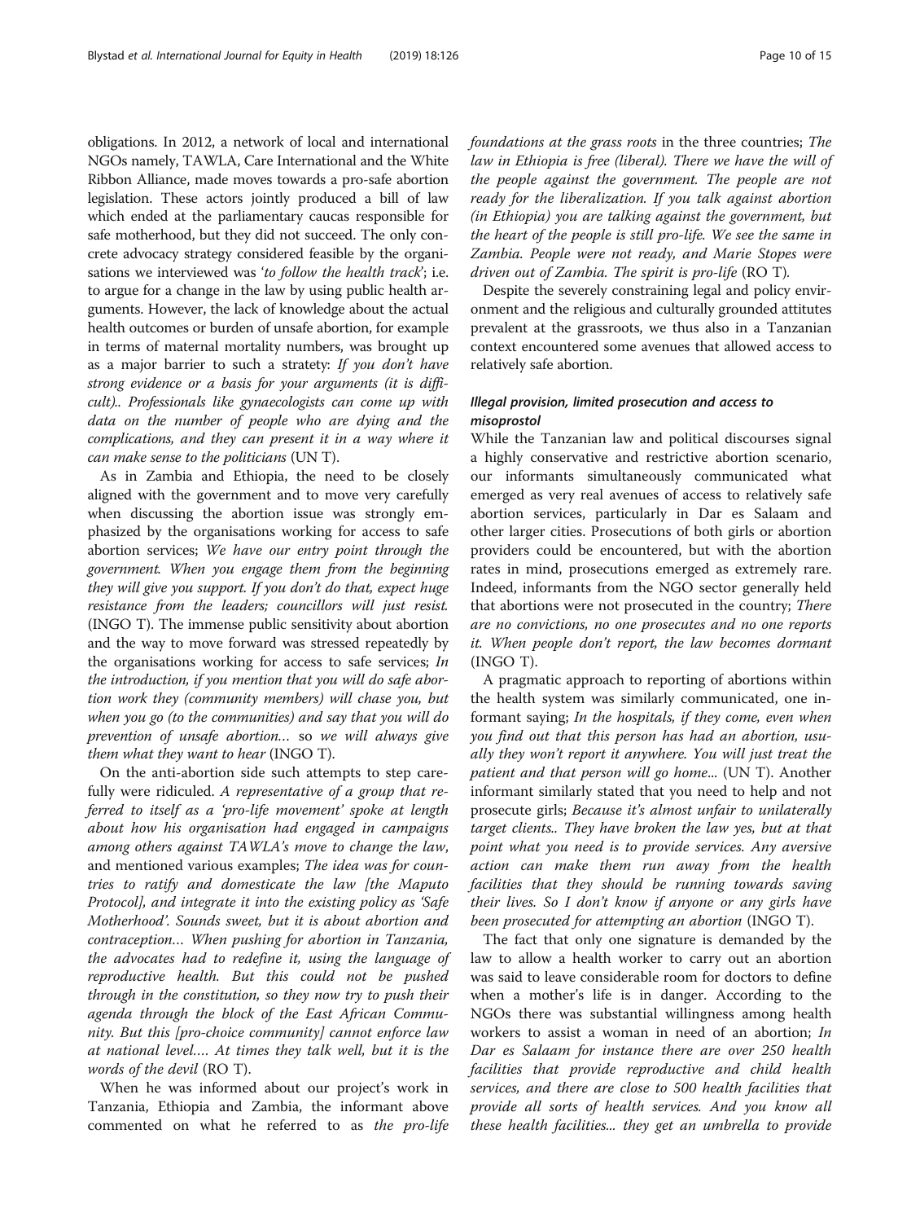obligations. In 2012, a network of local and international NGOs namely, TAWLA, Care International and the White Ribbon Alliance, made moves towards a pro-safe abortion legislation. These actors jointly produced a bill of law which ended at the parliamentary caucas responsible for safe motherhood, but they did not succeed. The only concrete advocacy strategy considered feasible by the organisations we interviewed was '*to follow the health track*'; i.e. to argue for a change in the law by using public health arguments. However, the lack of knowledge about the actual health outcomes or burden of unsafe abortion, for example in terms of maternal mortality numbers, was brought up as a major barrier to such a stratety: *If you don't have strong evidence or a basis for your arguments (it is difficult).. Professionals like gynaecologists can come up with data on the number of people who are dying and the complications, and they can present it in a way where it can make sense to the politicians* (UN T).

As in Zambia and Ethiopia, the need to be closely aligned with the government and to move very carefully when discussing the abortion issue was strongly emphasized by the organisations working for access to safe abortion services; *We have our entry point through the government. When you engage them from the beginning they will give you support. If you don't do that, expect huge resistance from the leaders; councillors will just resist.* (INGO T). The immense public sensitivity about abortion and the way to move forward was stressed repeatedly by the organisations working for access to safe services; *In the introduction, if you mention that you will do safe abortion work they (community members) will chase you, but when you go (to the communities) and say that you will do prevention of unsafe abortion…* so *we will always give them what they want to hear* (INGO T).

On the anti-abortion side such attempts to step carefully were ridiculed. *A representative of a group that referred to itself as a 'pro-life movement' spoke at length about how his organisation had engaged in campaigns among others against TAWLA's move to change the law*, and mentioned various examples; *The idea was for countries to ratify and domesticate the law [the Maputo Protocol], and integrate it into the existing policy as 'Safe Motherhood'. Sounds sweet, but it is about abortion and contraception… When pushing for abortion in Tanzania, the advocates had to redefine it, using the language of reproductive health. But this could not be pushed through in the constitution, so they now try to push their agenda through the block of the East African Community. But this [pro-choice community] cannot enforce law at national level…. At times they talk well, but it is the words of the devil* (RO T).

When he was informed about our project's work in Tanzania, Ethiopia and Zambia, the informant above commented on what he referred to as *the pro-life foundations at the grass roots* in the three countries; *The law in Ethiopia is free (liberal). There we have the will of the people against the government. The people are not ready for the liberalization. If you talk against abortion (in Ethiopia) you are talking against the government, but the heart of the people is still pro-life. We see the same in Zambia. People were not ready, and Marie Stopes were driven out of Zambia. The spirit is pro-life* (RO T).

Despite the severely constraining legal and policy environment and the religious and culturally grounded attitutes prevalent at the grassroots, we thus also in a Tanzanian context encountered some avenues that allowed access to relatively safe abortion.

#### *Illegal provision, limited prosecution and access to misoprostol*

While the Tanzanian law and political discourses signal a highly conservative and restrictive abortion scenario, our informants simultaneously communicated what emerged as very real avenues of access to relatively safe abortion services, particularly in Dar es Salaam and other larger cities. Prosecutions of both girls or abortion providers could be encountered, but with the abortion rates in mind, prosecutions emerged as extremely rare. Indeed, informants from the NGO sector generally held that abortions were not prosecuted in the country; *There are no convictions, no one prosecutes and no one reports it. When people don't report, the law becomes dormant* (INGO T).

A pragmatic approach to reporting of abortions within the health system was similarly communicated, one informant saying; *In the hospitals, if they come, even when you find out that this person has had an abortion, usually they won't report it anywhere. You will just treat the patient and that person will go home...* (UN T). Another informant similarly stated that you need to help and not prosecute girls; *Because it's almost unfair to unilaterally target clients.. They have broken the law yes, but at that point what you need is to provide services. Any aversive action can make them run away from the health facilities that they should be running towards saving their lives. So I don't know if anyone or any girls have been prosecuted for attempting an abortion* (INGO T).

The fact that only one signature is demanded by the law to allow a health worker to carry out an abortion was said to leave considerable room for doctors to define when a mother's life is in danger. According to the NGOs there was substantial willingness among health workers to assist a woman in need of an abortion; *In Dar es Salaam for instance there are over 250 health facilities that provide reproductive and child health services, and there are close to 500 health facilities that provide all sorts of health services. And you know all these health facilities... they get an umbrella to provide*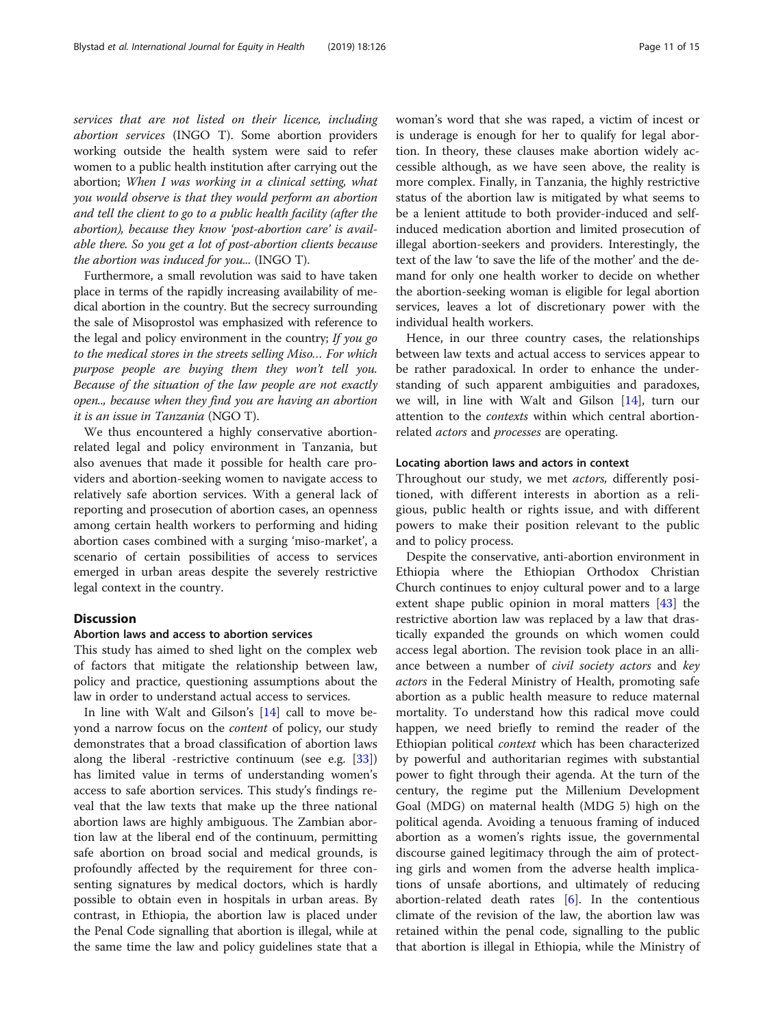*services that are not listed on their licence, including abortion services* (INGO T). Some abortion providers working outside the health system were said to refer women to a public health institution after carrying out the abortion; *When I was working in a clinical setting, what you would observe is that they would perform an abortion and tell the client to go to a public health facility (after the abortion), because they know 'post-abortion care' is available there. So you get a lot of post-abortion clients because the abortion was induced for you...* (INGO T).

Furthermore, a small revolution was said to have taken place in terms of the rapidly increasing availability of medical abortion in the country. But the secrecy surrounding the sale of Misoprostol was emphasized with reference to the legal and policy environment in the country; *If you go to the medical stores in the streets selling Miso… For which purpose people are buying them they won't tell you. Because of the situation of the law people are not exactly open.., because when they find you are having an abortion it is an issue in Tanzania* (NGO T).

We thus encountered a highly conservative abortion-related legal and policy environment in Tanzania, but also avenues that made it possible for health care providers and abortion-seeking women to navigate access to relatively safe abortion services. With a general lack of reporting and prosecution of abortion cases, an openness among certain health workers to performing and hiding abortion cases combined with a surging 'miso-market', a scenario of certain possibilities of access to services emerged in urban areas despite the severely restrictive legal context in the country.

## Discussion

### Abortion laws and access to abortion services

This study has aimed to shed light on the complex web of factors that mitigate the relationship between law, policy and practice, questioning assumptions about the law in order to understand actual access to services.

In line with Walt and Gilson's [14] call to move beyond a narrow focus on the *content* of policy, our study demonstrates that a broad classification of abortion laws along the liberal -restrictive continuum (see e.g. [33]) has limited value in terms of understanding women's access to safe abortion services. This study's findings reveal that the law texts that make up the three national abortion laws are highly ambiguous. The Zambian abortion law at the liberal end of the continuum, permitting safe abortion on broad social and medical grounds, is profoundly affected by the requirement for three consenting signatures by medical doctors, which is hardly possible to obtain even in hospitals in urban areas. By contrast, in Ethiopia, the abortion law is placed under the Penal Code signalling that abortion is illegal, while at the same time the law and policy guidelines state that a woman's word that she was raped, a victim of incest or is underage is enough for her to qualify for legal abortion. In theory, these clauses make abortion widely accessible although, as we have seen above, the reality is more complex. Finally, in Tanzania, the highly restrictive status of the abortion law is mitigated by what seems to be a lenient attitude to both provider-induced and self-induced medication abortion and limited prosecution of illegal abortion-seekers and providers. Interestingly, the text of the law 'to save the life of the mother' and the demand for only one health worker to decide on whether the abortion-seeking woman is eligible for legal abortion services, leaves a lot of discretionary power with the individual health workers.

Hence, in our three country cases, the relationships between law texts and actual access to services appear to be rather paradoxical. In order to enhance the understanding of such apparent ambiguities and paradoxes, we will, in line with Walt and Gilson [14], turn our attention to the *contexts* within which central abortion-related *actors* and *processes* are operating.

### Locating abortion laws and actors in context

Throughout our study, we met *actors*, differently positioned, with different interests in abortion as a religious, public health or rights issue, and with different powers to make their position relevant to the public and to policy process.

Despite the conservative, anti-abortion environment in Ethiopia where the Ethiopian Orthodox Christian Church continues to enjoy cultural power and to a large extent shape public opinion in moral matters [43] the restrictive abortion law was replaced by a law that drastically expanded the grounds on which women could access legal abortion. The revision took place in an alliance between a number of *civil society actors* and *key actors* in the Federal Ministry of Health, promoting safe abortion as a public health measure to reduce maternal mortality. To understand how this radical move could happen, we need briefly to remind the reader of the Ethiopian political *context* which has been characterized by powerful and authoritarian regimes with substantial power to fight through their agenda. At the turn of the century, the regime put the Millenium Development Goal (MDG) on maternal health (MDG 5) high on the political agenda. Avoiding a tenuous framing of induced abortion as a women's rights issue, the governmental discourse gained legitimacy through the aim of protecting girls and women from the adverse health implications of unsafe abortions, and ultimately of reducing abortion-related death rates [6]. In the contentious climate of the revision of the law, the abortion law was retained within the penal code, signalling to the public that abortion is illegal in Ethiopia, while the Ministry of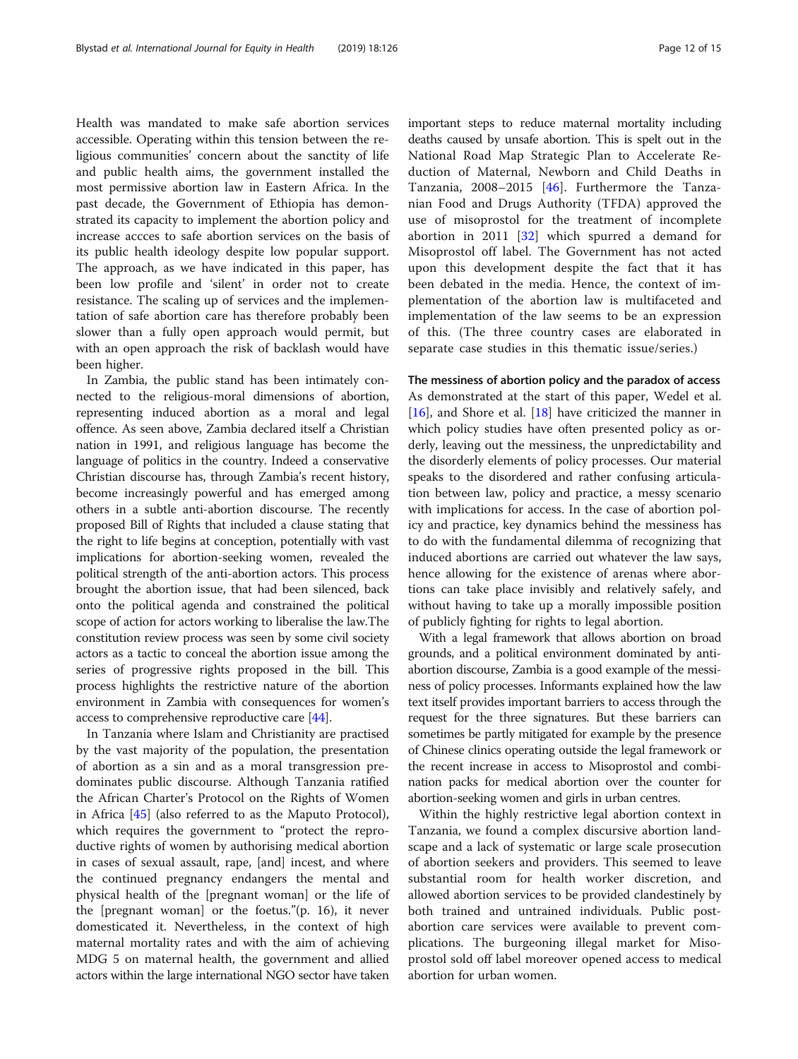Health was mandated to make safe abortion services accessible. Operating within this tension between the religious communities' concern about the sanctity of life and public health aims, the government installed the most permissive abortion law in Eastern Africa. In the past decade, the Government of Ethiopia has demonstrated its capacity to implement the abortion policy and increase accces to safe abortion services on the basis of its public health ideology despite low popular support. The approach, as we have indicated in this paper, has been low profile and 'silent' in order not to create resistance. The scaling up of services and the implementation of safe abortion care has therefore probably been slower than a fully open approach would permit, but with an open approach the risk of backlash would have been higher.

In Zambia, the public stand has been intimately connected to the religious-moral dimensions of abortion, representing induced abortion as a moral and legal offence. As seen above, Zambia declared itself a Christian nation in 1991, and religious language has become the language of politics in the country. Indeed a conservative Christian discourse has, through Zambia's recent history, become increasingly powerful and has emerged among others in a subtle anti-abortion discourse. The recently proposed Bill of Rights that included a clause stating that the right to life begins at conception, potentially with vast implications for abortion-seeking women, revealed the political strength of the anti-abortion actors. This process brought the abortion issue, that had been silenced, back onto the political agenda and constrained the political scope of action for actors working to liberalise the law.The constitution review process was seen by some civil society actors as a tactic to conceal the abortion issue among the series of progressive rights proposed in the bill. This process highlights the restrictive nature of the abortion environment in Zambia with consequences for women's access to comprehensive reproductive care [44].

In Tanzania where Islam and Christianity are practised by the vast majority of the population, the presentation of abortion as a sin and as a moral transgression predominates public discourse. Although Tanzania ratified the African Charter's Protocol on the Rights of Women in Africa [45] (also referred to as the Maputo Protocol), which requires the government to "protect the reproductive rights of women by authorising medical abortion in cases of sexual assault, rape, [and] incest, and where the continued pregnancy endangers the mental and physical health of the [pregnant woman] or the life of the [pregnant woman] or the foetus."(p. 16), it never domesticated it. Nevertheless, in the context of high maternal mortality rates and with the aim of achieving MDG 5 on maternal health, the government and allied actors within the large international NGO sector have taken important steps to reduce maternal mortality including deaths caused by unsafe abortion. This is spelt out in the National Road Map Strategic Plan to Accelerate Reduction of Maternal, Newborn and Child Deaths in Tanzania, 2008–2015 [46]. Furthermore the Tanzanian Food and Drugs Authority (TFDA) approved the use of misoprostol for the treatment of incomplete abortion in 2011 [32] which spurred a demand for Misoprostol off label. The Government has not acted upon this development despite the fact that it has been debated in the media. Hence, the context of implementation of the abortion law is multifaceted and implementation of the law seems to be an expression of this. (The three country cases are elaborated in separate case studies in this thematic issue/series.)

### The messiness of abortion policy and the paradox of access

As demonstrated at the start of this paper, Wedel et al. [16], and Shore et al. [18] have criticized the manner in which policy studies have often presented policy as orderly, leaving out the messiness, the unpredictability and the disorderly elements of policy processes. Our material speaks to the disordered and rather confusing articulation between law, policy and practice, a messy scenario with implications for access. In the case of abortion policy and practice, key dynamics behind the messiness has to do with the fundamental dilemma of recognizing that induced abortions are carried out whatever the law says, hence allowing for the existence of arenas where abortions can take place invisibly and relatively safely, and without having to take up a morally impossible position of publicly fighting for rights to legal abortion.

With a legal framework that allows abortion on broad grounds, and a political environment dominated by anti-abortion discourse, Zambia is a good example of the messiness of policy processes. Informants explained how the law text itself provides important barriers to access through the request for the three signatures. But these barriers can sometimes be partly mitigated for example by the presence of Chinese clinics operating outside the legal framework or the recent increase in access to Misoprostol and combination packs for medical abortion over the counter for abortion-seeking women and girls in urban centres.

Within the highly restrictive legal abortion context in Tanzania, we found a complex discursive abortion landscape and a lack of systematic or large scale prosecution of abortion seekers and providers. This seemed to leave substantial room for health worker discretion, and allowed abortion services to be provided clandestinely by both trained and untrained individuals. Public post-abortion care services were available to prevent complications. The burgeoning illegal market for Misoprostol sold off label moreover opened access to medical abortion for urban women.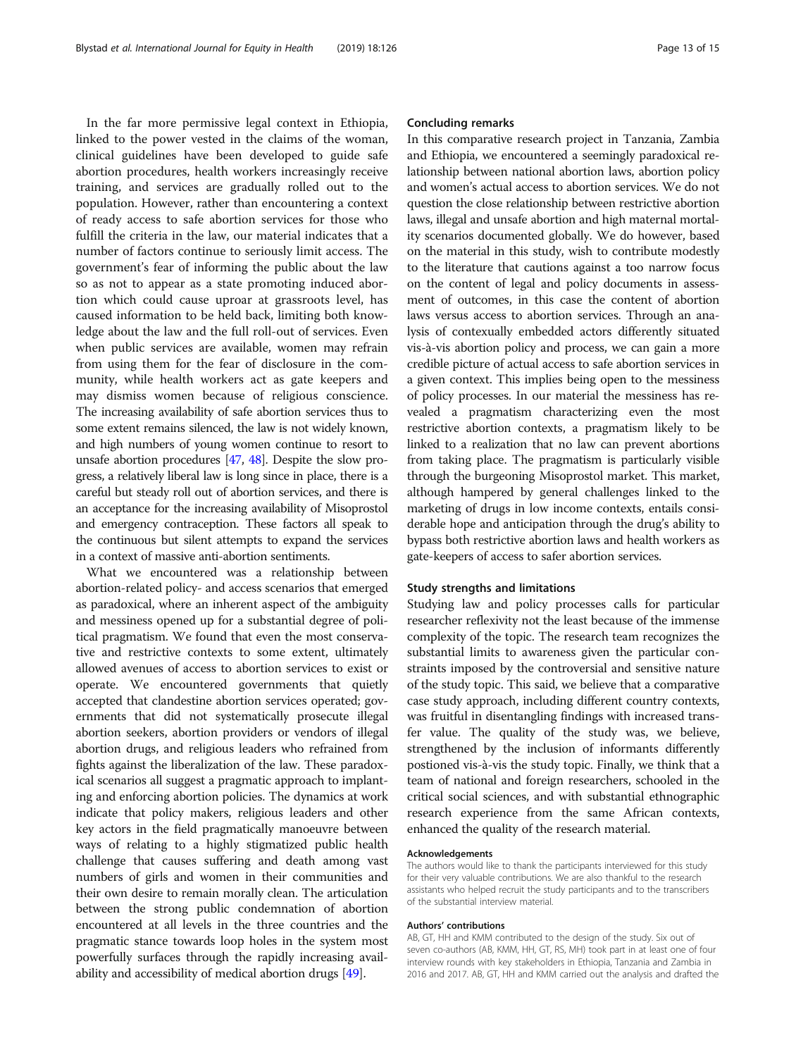In the far more permissive legal context in Ethiopia, linked to the power vested in the claims of the woman, clinical guidelines have been developed to guide safe abortion procedures, health workers increasingly receive training, and services are gradually rolled out to the population. However, rather than encountering a context of ready access to safe abortion services for those who fulfill the criteria in the law, our material indicates that a number of factors continue to seriously limit access. The government's fear of informing the public about the law so as not to appear as a state promoting induced abortion which could cause uproar at grassroots level, has caused information to be held back, limiting both knowledge about the law and the full roll-out of services. Even when public services are available, women may refrain from using them for the fear of disclosure in the community, while health workers act as gate keepers and may dismiss women because of religious conscience. The increasing availability of safe abortion services thus to some extent remains silenced, the law is not widely known, and high numbers of young women continue to resort to unsafe abortion procedures [47, 48]. Despite the slow progress, a relatively liberal law is long since in place, there is a careful but steady roll out of abortion services, and there is an acceptance for the increasing availability of Misoprostol and emergency contraception. These factors all speak to the continuous but silent attempts to expand the services in a context of massive anti-abortion sentiments.

What we encountered was a relationship between abortion-related policy- and access scenarios that emerged as paradoxical, where an inherent aspect of the ambiguity and messiness opened up for a substantial degree of political pragmatism. We found that even the most conservative and restrictive contexts to some extent, ultimately allowed avenues of access to abortion services to exist or operate. We encountered governments that quietly accepted that clandestine abortion services operated; governments that did not systematically prosecute illegal abortion seekers, abortion providers or vendors of illegal abortion drugs, and religious leaders who refrained from fights against the liberalization of the law. These paradoxical scenarios all suggest a pragmatic approach to implanting and enforcing abortion policies. The dynamics at work indicate that policy makers, religious leaders and other key actors in the field pragmatically manoeuvre between ways of relating to a highly stigmatized public health challenge that causes suffering and death among vast numbers of girls and women in their communities and their own desire to remain morally clean. The articulation between the strong public condemnation of abortion encountered at all levels in the three countries and the pragmatic stance towards loop holes in the system most powerfully surfaces through the rapidly increasing availability and accessibility of medical abortion drugs [49].

## Concluding remarks

In this comparative research project in Tanzania, Zambia and Ethiopia, we encountered a seemingly paradoxical relationship between national abortion laws, abortion policy and women's actual access to abortion services. We do not question the close relationship between restrictive abortion laws, illegal and unsafe abortion and high maternal mortality scenarios documented globally. We do however, based on the material in this study, wish to contribute modestly to the literature that cautions against a too narrow focus on the content of legal and policy documents in assessment of outcomes, in this case the content of abortion laws versus access to abortion services. Through an analysis of contexually embedded actors differently situated vis-à-vis abortion policy and process, we can gain a more credible picture of actual access to safe abortion services in a given context. This implies being open to the messiness of policy processes. In our material the messiness has revealed a pragmatism characterizing even the most restrictive abortion contexts, a pragmatism likely to be linked to a realization that no law can prevent abortions from taking place. The pragmatism is particularly visible through the burgeoning Misoprostol market. This market, although hampered by general challenges linked to the marketing of drugs in low income contexts, entails considerable hope and anticipation through the drug's ability to bypass both restrictive abortion laws and health workers as gate-keepers of access to safer abortion services.

## Study strengths and limitations

Studying law and policy processes calls for particular researcher reflexivity not the least because of the immense complexity of the topic. The research team recognizes the substantial limits to awareness given the particular constraints imposed by the controversial and sensitive nature of the study topic. This said, we believe that a comparative case study approach, including different country contexts, was fruitful in disentangling findings with increased transfer value. The quality of the study was, we believe, strengthened by the inclusion of informants differently postioned vis-à-vis the study topic. Finally, we think that a team of national and foreign researchers, schooled in the critical social sciences, and with substantial ethnographic research experience from the same African contexts, enhanced the quality of the research material.

### Acknowledgements

The authors would like to thank the participants interviewed for this study for their very valuable contributions. We are also thankful to the research assistants who helped recruit the study participants and to the transcribers of the substantial interview material.

### Authors' contributions

AB, GT, HH and KMM contributed to the design of the study. Six out of seven co-authors (AB, KMM, HH, GT, RS, MH) took part in at least one of four interview rounds with key stakeholders in Ethiopia, Tanzania and Zambia in 2016 and 2017. AB, GT, HH and KMM carried out the analysis and drafted the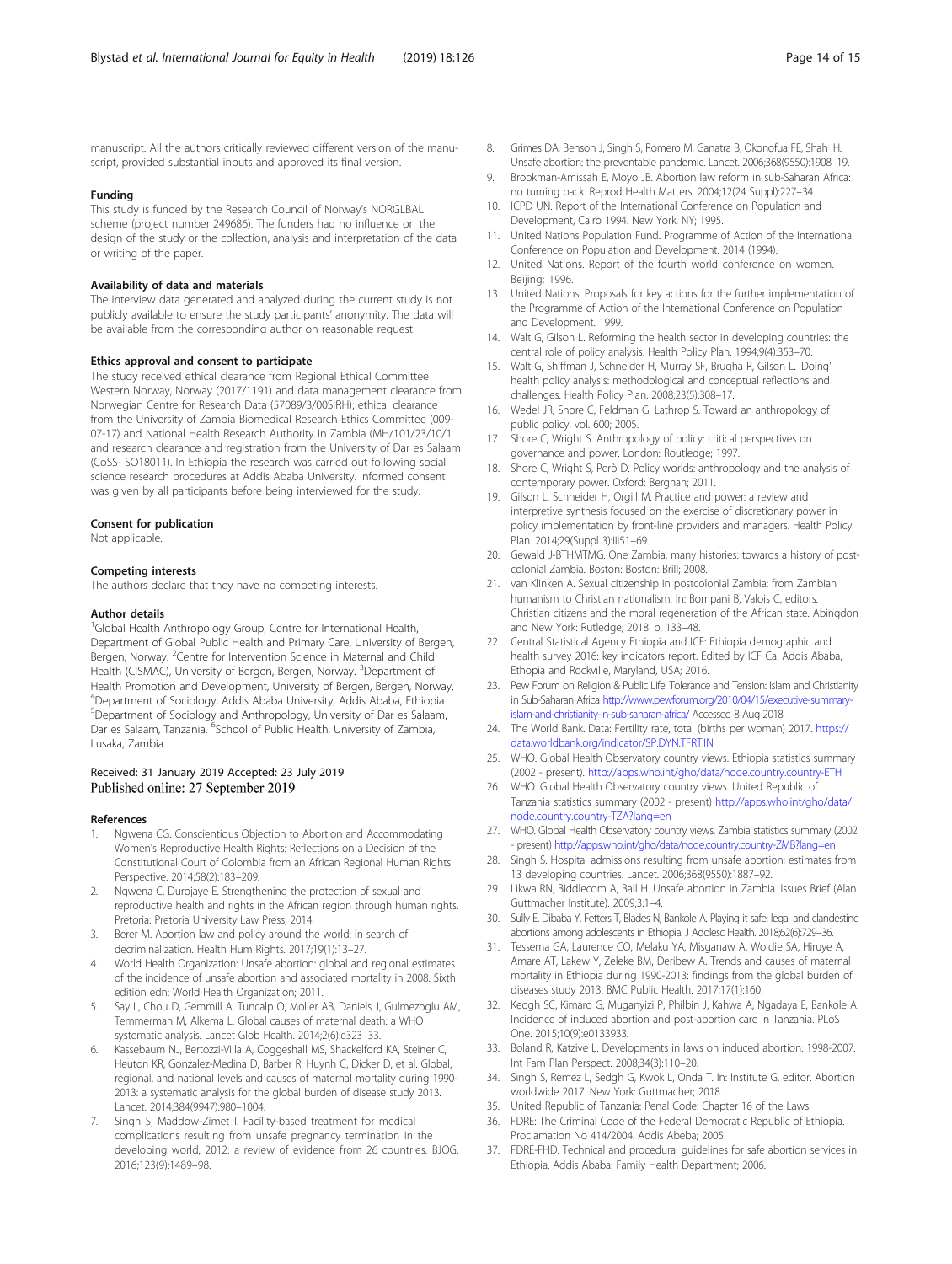manuscript. All the authors critically reviewed different version of the manuscript, provided substantial inputs and approved its final version.

#### Funding

This study is funded by the Research Council of Norway's NORGLBAL scheme (project number 249686). The funders had no influence on the design of the study or the collection, analysis and interpretation of the data or writing of the paper.

#### Availability of data and materials

The interview data generated and analyzed during the current study is not publicly available to ensure the study participants' anonymity. The data will be available from the corresponding author on reasonable request.

#### Ethics approval and consent to participate

The study received ethical clearance from Regional Ethical Committee Western Norway, Norway (2017/1191) and data management clearance from Norwegian Centre for Research Data (57089/3/00SIRH); ethical clearance from the University of Zambia Biomedical Research Ethics Committee (009-07-17) and National Health Research Authority in Zambia (MH/101/23/10/1 and research clearance and registration from the University of Dar es Salaam (CoSS- SO18011). In Ethiopia the research was carried out following social science research procedures at Addis Ababa University. Informed consent was given by all participants before being interviewed for the study.

#### Consent for publication

Not applicable.

#### Competing interests

The authors declare that they have no competing interests.

#### Author details

[1]Global Health Anthropology Group, Centre for International Health, Department of Global Public Health and Primary Care, University of Bergen, Bergen, Norway. [2]Centre for Intervention Science in Maternal and Child Health (CISMAC), University of Bergen, Bergen, Norway. [3]Department of Health Promotion and Development, University of Bergen, Bergen, Norway. [4]Department of Sociology, Addis Ababa University, Addis Ababa, Ethiopia. [5]Department of Sociology and Anthropology, University of Dar es Salaam, Dar es Salaam, Tanzania. [6]School of Public Health, University of Zambia, Lusaka, Zambia.

Received: 31 January 2019 Accepted: 23 July 2019
Published online: 27 September 2019

#### References

1. Ngwena CG. Conscientious Objection to Abortion and Accommodating Women's Reproductive Health Rights: Reflections on a Decision of the Constitutional Court of Colombia from an African Regional Human Rights Perspective. 2014;58(2):183–209.
2. Ngwena C, Durojaye E. Strengthening the protection of sexual and reproductive health and rights in the African region through human rights. Pretoria: Pretoria University Law Press; 2014.
3. Berer M. Abortion law and policy around the world: in search of decriminalization. Health Hum Rights. 2017;19(1):13–27.
4. World Health Organization: Unsafe abortion: global and regional estimates of the incidence of unsafe abortion and associated mortality in 2008. Sixth edition edn: World Health Organization; 2011.
5. Say L, Chou D, Gemmill A, Tuncalp O, Moller AB, Daniels J, Gulmezoglu AM, Temmerman M, Alkema L. Global causes of maternal death: a WHO systematic analysis. Lancet Glob Health. 2014;2(6):e323–33.
6. Kassebaum NJ, Bertozzi-Villa A, Coggeshall MS, Shackelford KA, Steiner C, Heuton KR, Gonzalez-Medina D, Barber R, Huynh C, Dicker D, et al. Global, regional, and national levels and causes of maternal mortality during 1990-2013: a systematic analysis for the global burden of disease study 2013. Lancet. 2014;384(9947):980–1004.
7. Singh S, Maddow-Zimet I. Facility-based treatment for medical complications resulting from unsafe pregnancy termination in the developing world, 2012: a review of evidence from 26 countries. BJOG. 2016;123(9):1489–98.
8. Grimes DA, Benson J, Singh S, Romero M, Ganatra B, Okonofua FE, Shah IH. Unsafe abortion: the preventable pandemic. Lancet. 2006;368(9550):1908–19.
9. Brookman-Amissah E, Moyo JB. Abortion law reform in sub-Saharan Africa: no turning back. Reprod Health Matters. 2004;12(24 Suppl):227–34.
10. ICPD UN. Report of the International Conference on Population and Development, Cairo 1994. New York, NY; 1995.
11. United Nations Population Fund. Programme of Action of the International Conference on Population and Development. 2014 (1994).
12. United Nations. Report of the fourth world conference on women. Beijing; 1996.
13. United Nations. Proposals for key actions for the further implementation of the Programme of Action of the International Conference on Population and Development. 1999.
14. Walt G, Gilson L. Reforming the health sector in developing countries: the central role of policy analysis. Health Policy Plan. 1994;9(4):353–70.
15. Walt G, Shiffman J, Schneider H, Murray SF, Brugha R, Gilson L. 'Doing' health policy analysis: methodological and conceptual reflections and challenges. Health Policy Plan. 2008;23(5):308–17.
16. Wedel JR, Shore C, Feldman G, Lathrop S. Toward an anthropology of public policy, vol. 600; 2005.
17. Shore C, Wright S. Anthropology of policy: critical perspectives on governance and power. London: Routledge; 1997.
18. Shore C, Wright S, Però D. Policy worlds: anthropology and the analysis of contemporary power. Oxford: Berghan; 2011.
19. Gilson L, Schneider H, Orgill M. Practice and power: a review and interpretive synthesis focused on the exercise of discretionary power in policy implementation by front-line providers and managers. Health Policy Plan. 2014;29(Suppl 3):iii51–69.
20. Gewald J-BTHMTMG. One Zambia, many histories: towards a history of post-colonial Zambia. Boston: Boston: Brill; 2008.
21. van Klinken A. Sexual citizenship in postcolonial Zambia: from Zambian humanism to Christian nationalism. In: Bompani B, Valois C, editors. Christian citizens and the moral regeneration of the African state. Abingdon and New York: Rutledge; 2018. p. 133–48.
22. Central Statistical Agency Ethiopia and ICF: Ethiopia demographic and health survey 2016: key indicators report. Edited by ICF Ca. Addis Ababa, Ethopia and Rockville, Maryland, USA; 2016.
23. Pew Forum on Religion & Public Life. Tolerance and Tension: Islam and Christianity in Sub-Saharan Africa http://www.pewforum.org/2010/04/15/executive-summary-islam-and-christianity-in-sub-saharan-africa/ Accessed 8 Aug 2018.
24. The World Bank. Data: Fertility rate, total (births per woman) 2017. https://data.worldbank.org/indicator/SP.DYN.TFRT.IN
25. WHO. Global Health Observatory country views. Ethiopia statistics summary (2002 - present). http://apps.who.int/gho/data/node.country.country-ETH
26. WHO. Global Health Observatory country views. United Republic of Tanzania statistics summary (2002 - present) http://apps.who.int/gho/data/node.country.country-TZA?lang=en
27. WHO. Global Health Observatory country views. Zambia statistics summary (2002 - present) http://apps.who.int/gho/data/node.country.country-ZMB?lang=en
28. Singh S. Hospital admissions resulting from unsafe abortion: estimates from 13 developing countries. Lancet. 2006;368(9550):1887–92.
29. Likwa RN, Biddlecom A, Ball H. Unsafe abortion in Zambia. Issues Brief (Alan Guttmacher Institute). 2009;3:1–4.
30. Sully E, Dibaba Y, Fetters T, Blades N, Bankole A. Playing it safe: legal and clandestine abortions among adolescents in Ethiopia. J Adolesc Health. 2018;62(6):729–36.
31. Tessema GA, Laurence CO, Melaku YA, Misganaw A, Woldie SA, Hiruye A, Amare AT, Lakew Y, Zeleke BM, Deribew A. Trends and causes of maternal mortality in Ethiopia during 1990-2013: findings from the global burden of diseases study 2013. BMC Public Health. 2017;17(1):160.
32. Keogh SC, Kimaro G, Muganyizi P, Philbin J, Kahwa A, Ngadaya E, Bankole A. Incidence of induced abortion and post-abortion care in Tanzania. PLoS One. 2015;10(9):e0133933.
33. Boland R, Katzive L. Developments in laws on induced abortion: 1998-2007. Int Fam Plan Perspect. 2008;34(3):110–20.
34. Singh S, Remez L, Sedgh G, Kwok L, Onda T. In: Institute G, editor. Abortion worldwide 2017. New York: Guttmacher; 2018.
35. United Republic of Tanzania: Penal Code: Chapter 16 of the Laws.
36. FDRE: The Criminal Code of the Federal Democratic Republic of Ethiopia. Proclamation No 414/2004. Addis Abeba; 2005.
37. FDRE-FHD. Technical and procedural guidelines for safe abortion services in Ethiopia. Addis Ababa: Family Health Department; 2006.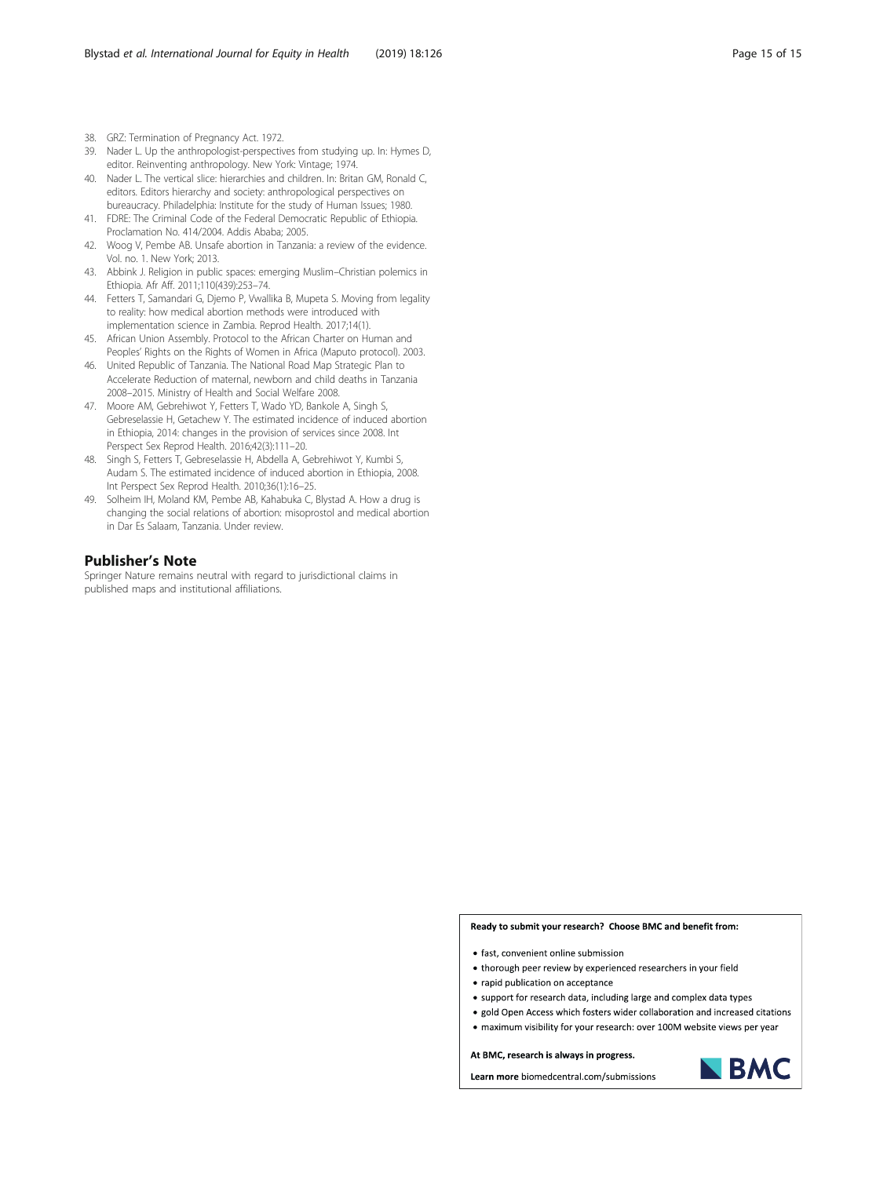38. GRZ: Termination of Pregnancy Act. 1972.
39. Nader L. Up the anthropologist-perspectives from studying up. In: Hymes D, editor. Reinventing anthropology. New York: Vintage; 1974.
40. Nader L. The vertical slice: hierarchies and children. In: Britan GM, Ronald C, editors. Editors hierarchy and society: anthropological perspectives on bureaucracy. Philadelphia: Institute for the study of Human Issues; 1980.
41. FDRE: The Criminal Code of the Federal Democratic Republic of Ethiopia. Proclamation No. 414/2004. Addis Ababa; 2005.
42. Woog V, Pembe AB. Unsafe abortion in Tanzania: a review of the evidence. Vol. no. 1. New York; 2013.
43. Abbink J. Religion in public spaces: emerging Muslim–Christian polemics in Ethiopia. Afr Aff. 2011;110(439):253–74.
44. Fetters T, Samandari G, Djemo P, Vwallika B, Mupeta S. Moving from legality to reality: how medical abortion methods were introduced with implementation science in Zambia. Reprod Health. 2017;14(1).
45. African Union Assembly. Protocol to the African Charter on Human and Peoples' Rights on the Rights of Women in Africa (Maputo protocol). 2003.
46. United Republic of Tanzania. The National Road Map Strategic Plan to Accelerate Reduction of maternal, newborn and child deaths in Tanzania 2008–2015. Ministry of Health and Social Welfare 2008.
47. Moore AM, Gebrehiwot Y, Fetters T, Wado YD, Bankole A, Singh S, Gebreselassie H, Getachew Y. The estimated incidence of induced abortion in Ethiopia, 2014: changes in the provision of services since 2008. Int Perspect Sex Reprod Health. 2016;42(3):111–20.
48. Singh S, Fetters T, Gebreselassie H, Abdella A, Gebrehiwot Y, Kumbi S, Audam S. The estimated incidence of induced abortion in Ethiopia, 2008. Int Perspect Sex Reprod Health. 2010;36(1):16–25.
49. Solheim IH, Moland KM, Pembe AB, Kahabuka C, Blystad A. How a drug is changing the social relations of abortion: misoprostol and medical abortion in Dar Es Salaam, Tanzania. Under review.

## Publisher's Note

Springer Nature remains neutral with regard to jurisdictional claims in published maps and institutional affiliations.

**Ready to submit your research? Choose BMC and benefit from:**

- fast, convenient online submission
- thorough peer review by experienced researchers in your field
- rapid publication on acceptance
- support for research data, including large and complex data types
- gold Open Access which fosters wider collaboration and increased citations
- maximum visibility for your research: over 100M website views per year

**At BMC, research is always in progress.**

**Learn more** biomedcentral.com/submissions

BMC